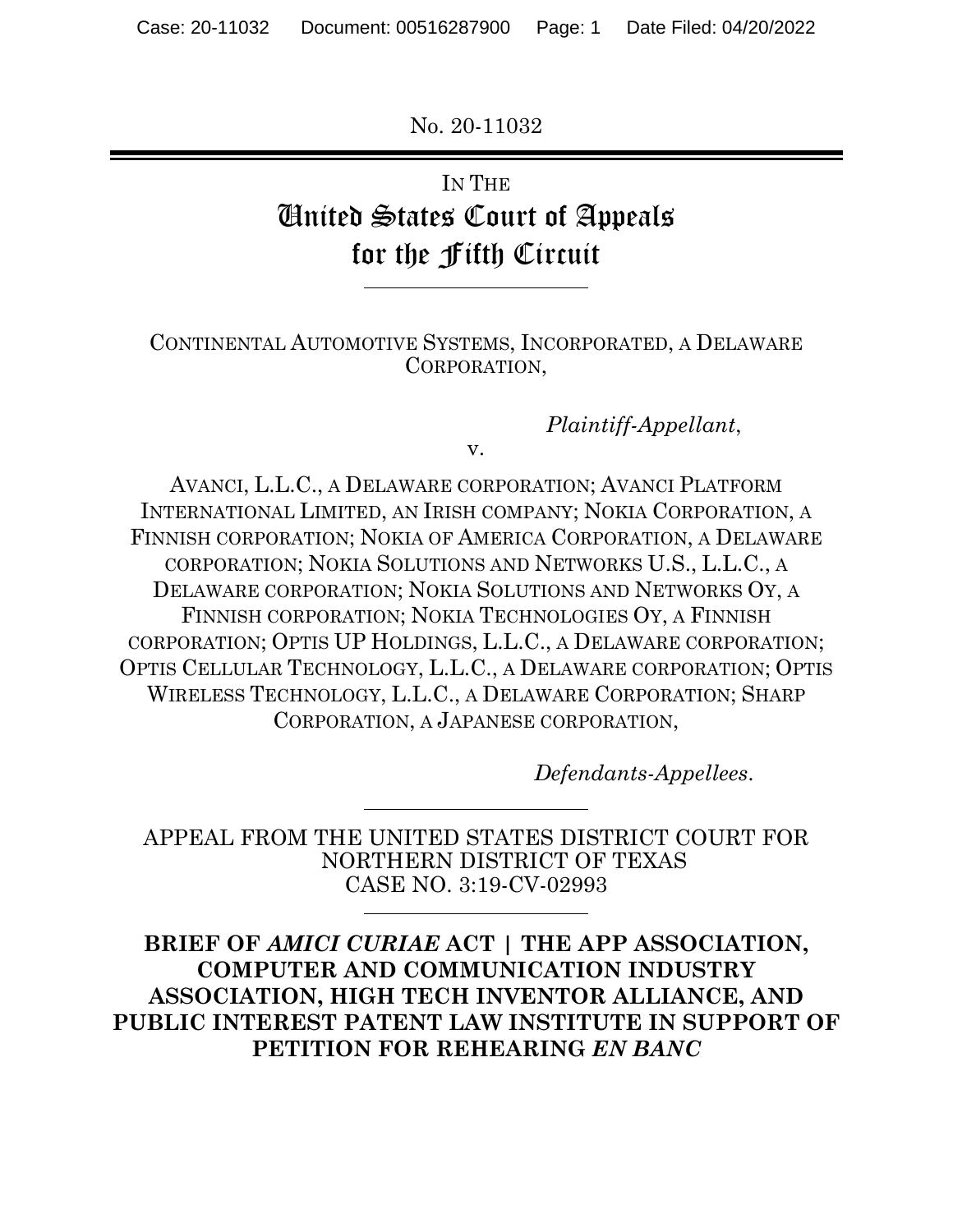No. 20-11032

IN THE
# United States Court of Appeals for the Fifth Circuit

CONTINENTAL AUTOMOTIVE SYSTEMS, INCORPORATED, A DELAWARE CORPORATION,

*Plaintiff-Appellant*,

v.

AVANCI, L.L.C., A DELAWARE CORPORATION; AVANCI PLATFORM INTERNATIONAL LIMITED, AN IRISH COMPANY; NOKIA CORPORATION, A FINNISH CORPORATION; NOKIA OF AMERICA CORPORATION, A DELAWARE CORPORATION; NOKIA SOLUTIONS AND NETWORKS U.S., L.L.C., A DELAWARE CORPORATION; NOKIA SOLUTIONS AND NETWORKS OY, A FINNISH CORPORATION; NOKIA TECHNOLOGIES OY, A FINNISH CORPORATION; OPTIS UP HOLDINGS, L.L.C., A DELAWARE CORPORATION; OPTIS CELLULAR TECHNOLOGY, L.L.C., A DELAWARE CORPORATION; OPTIS WIRELESS TECHNOLOGY, L.L.C., A DELAWARE CORPORATION; SHARP CORPORATION, A JAPANESE CORPORATION,

*Defendants-Appellees*.

APPEAL FROM THE UNITED STATES DISTRICT COURT FOR NORTHERN DISTRICT OF TEXAS
CASE NO. 3:19-CV-02993

**BRIEF OF *AMICI CURIAE* ACT | THE APP ASSOCIATION, COMPUTER AND COMMUNICATION INDUSTRY ASSOCIATION, HIGH TECH INVENTOR ALLIANCE, AND PUBLIC INTEREST PATENT LAW INSTITUTE IN SUPPORT OF PETITION FOR REHEARING *EN BANC***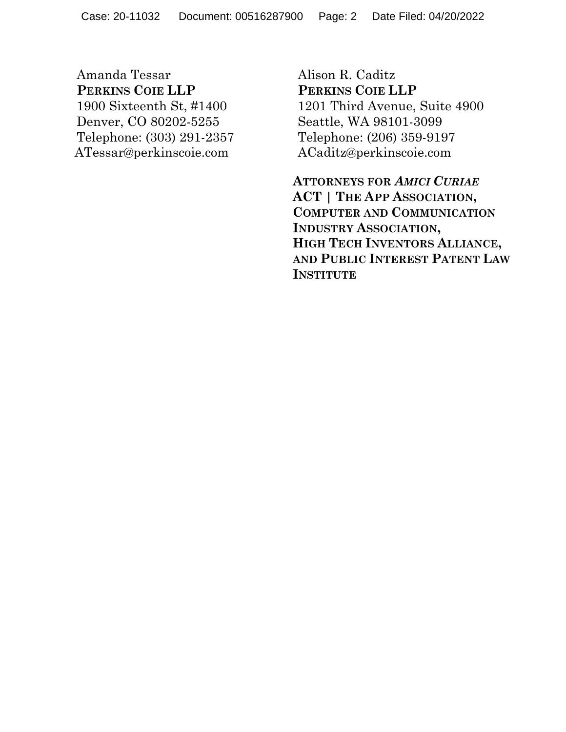Amanda Tessar
**PERKINS COIE LLP**
1900 Sixteenth St, #1400
Denver, CO 80202-5255
Telephone: (303) 291-2357
ATessar@perkinscoie.com

Alison R. Caditz
**PERKINS COIE LLP**
1201 Third Avenue, Suite 4900
Seattle, WA 98101-3099
Telephone: (206) 359-9197
ACaditz@perkinscoie.com

**ATTORNEYS FOR *AMICI CURIAE***
**ACT | THE APP ASSOCIATION,**
**COMPUTER AND COMMUNICATION INDUSTRY ASSOCIATION,**
**HIGH TECH INVENTORS ALLIANCE,**
**AND PUBLIC INTEREST PATENT LAW INSTITUTE**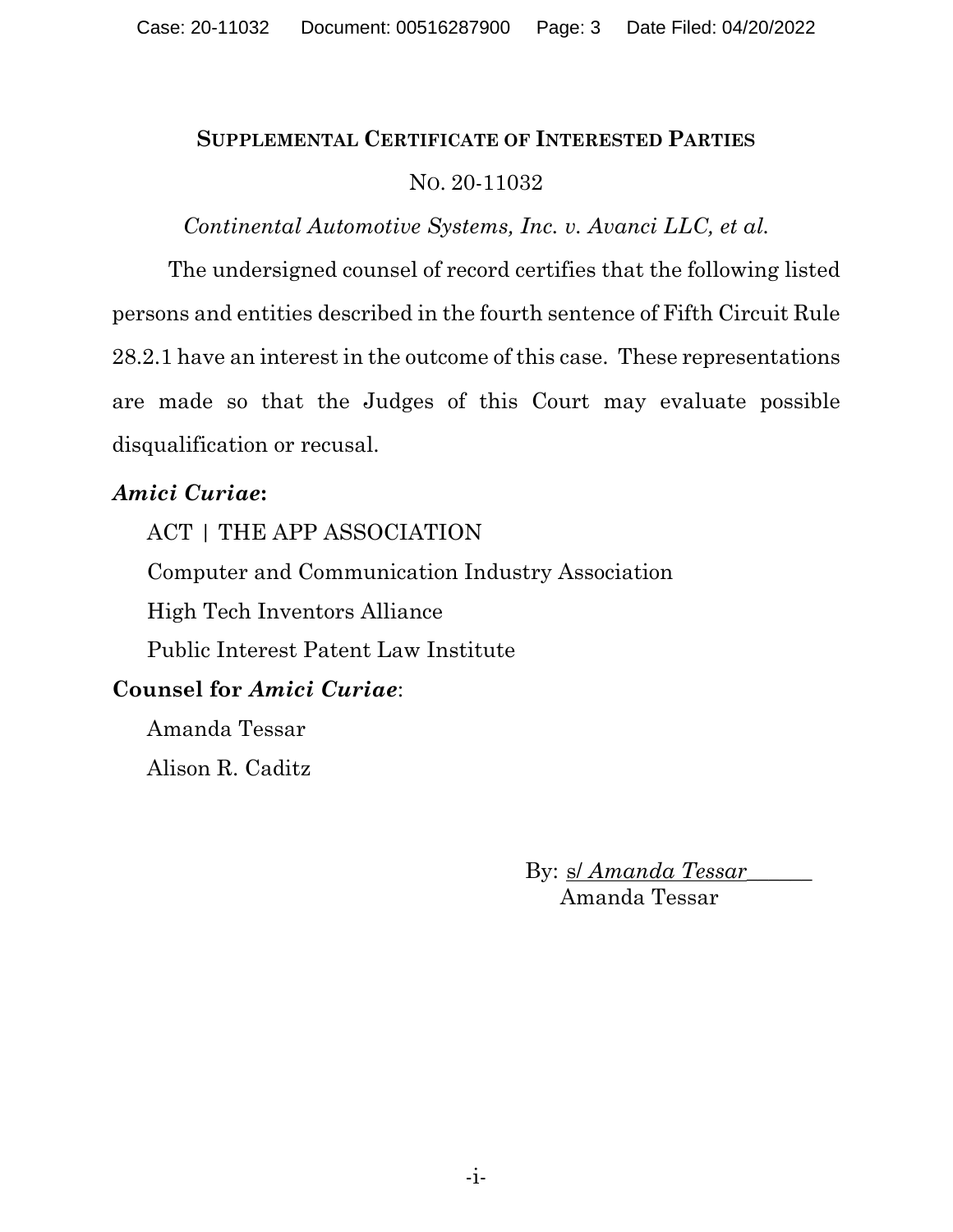## Supplemental Certificate of Interested Parties

No. 20-11032

*Continental Automotive Systems, Inc. v. Avanci LLC, et al.*

The undersigned counsel of record certifies that the following listed persons and entities described in the fourth sentence of Fifth Circuit Rule 28.2.1 have an interest in the outcome of this case. These representations are made so that the Judges of this Court may evaluate possible disqualification or recusal.

***Amici Curiae*:**

ACT | THE APP ASSOCIATION

Computer and Communication Industry Association

High Tech Inventors Alliance

Public Interest Patent Law Institute

**Counsel for *Amici Curiae***:

Amanda Tessar

Alison R. Caditz

By: s/ *Amanda Tessar*
Amanda Tessar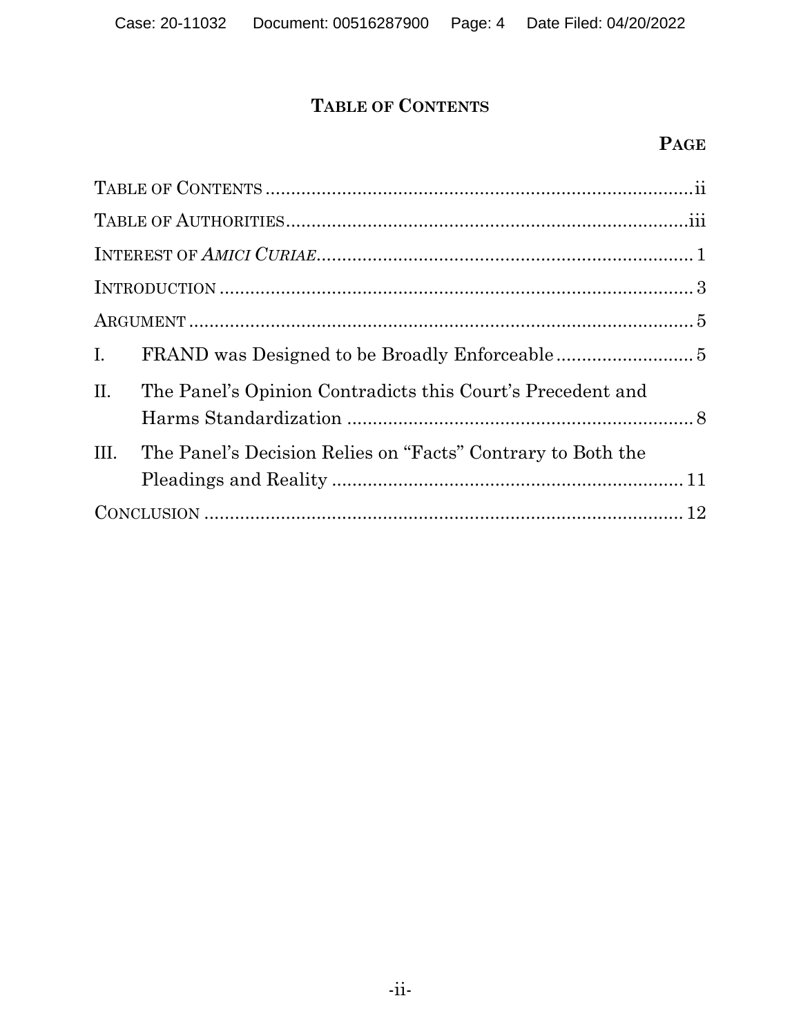## TABLE OF CONTENTS

| | PAGE |
|---|---|
| TABLE OF CONTENTS | ii |
| TABLE OF AUTHORITIES | iii |
| INTEREST OF *AMICI CURIAE* | 1 |
| INTRODUCTION | 3 |
| ARGUMENT | 5 |
| I. FRAND was Designed to be Broadly Enforceable | 5 |
| II. The Panel's Opinion Contradicts this Court's Precedent and Harms Standardization | 8 |
| III. The Panel's Decision Relies on "Facts" Contrary to Both the Pleadings and Reality | 11 |
| CONCLUSION | 12 |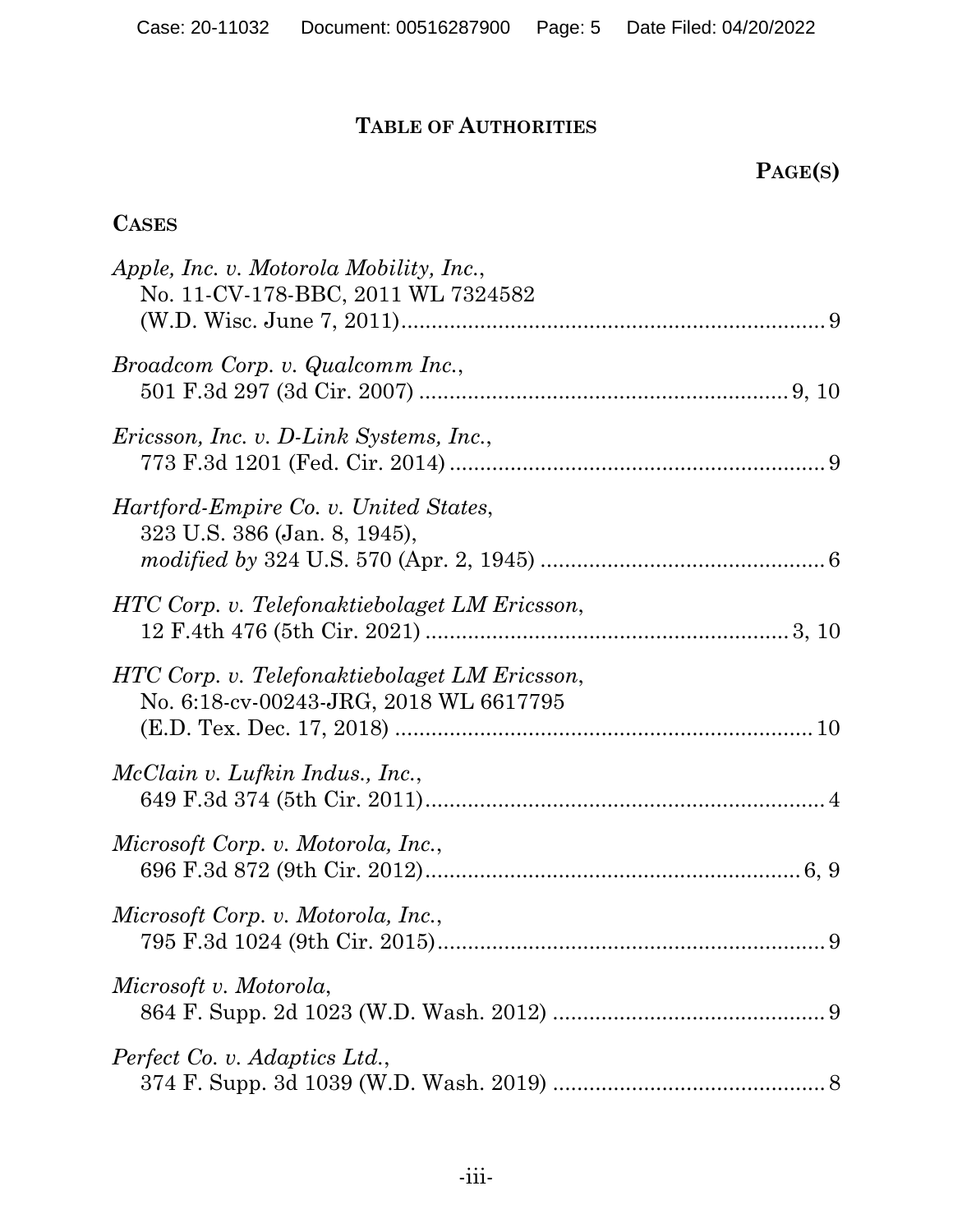# TABLE OF AUTHORITIES

**PAGE(S)**

## CASES

*Apple, Inc. v. Motorola Mobility, Inc.*,
No. 11-CV-178-BBC, 2011 WL 7324582
(W.D. Wisc. June 7, 2011) .................................................................... 9

*Broadcom Corp. v. Qualcomm Inc.*,
501 F.3d 297 (3d Cir. 2007) ............................................................ 9, 10

*Ericsson, Inc. v. D-Link Systems, Inc.*,
773 F.3d 1201 (Fed. Cir. 2014) ............................................................ 9

*Hartford-Empire Co. v. United States*,
323 U.S. 386 (Jan. 8, 1945),
*modified by* 324 U.S. 570 (Apr. 2, 1945) .............................................. 6

*HTC Corp. v. Telefonaktiebolaget LM Ericsson*,
12 F.4th 476 (5th Cir. 2021) .......................................................... 3, 10

*HTC Corp. v. Telefonaktiebolaget LM Ericsson*,
No. 6:18-cv-00243-JRG, 2018 WL 6617795
(E.D. Tex. Dec. 17, 2018) .................................................................... 10

*McClain v. Lufkin Indus., Inc.*,
649 F.3d 374 (5th Cir. 2011) ................................................................. 4

*Microsoft Corp. v. Motorola, Inc.*,
696 F.3d 872 (9th Cir. 2012) .............................................................. 6, 9

*Microsoft Corp. v. Motorola, Inc.*,
795 F.3d 1024 (9th Cir. 2015) ............................................................... 9

*Microsoft v. Motorola*,
864 F. Supp. 2d 1023 (W.D. Wash. 2012) ............................................ 9

*Perfect Co. v. Adaptics Ltd.*,
374 F. Supp. 3d 1039 (W.D. Wash. 2019) ............................................ 8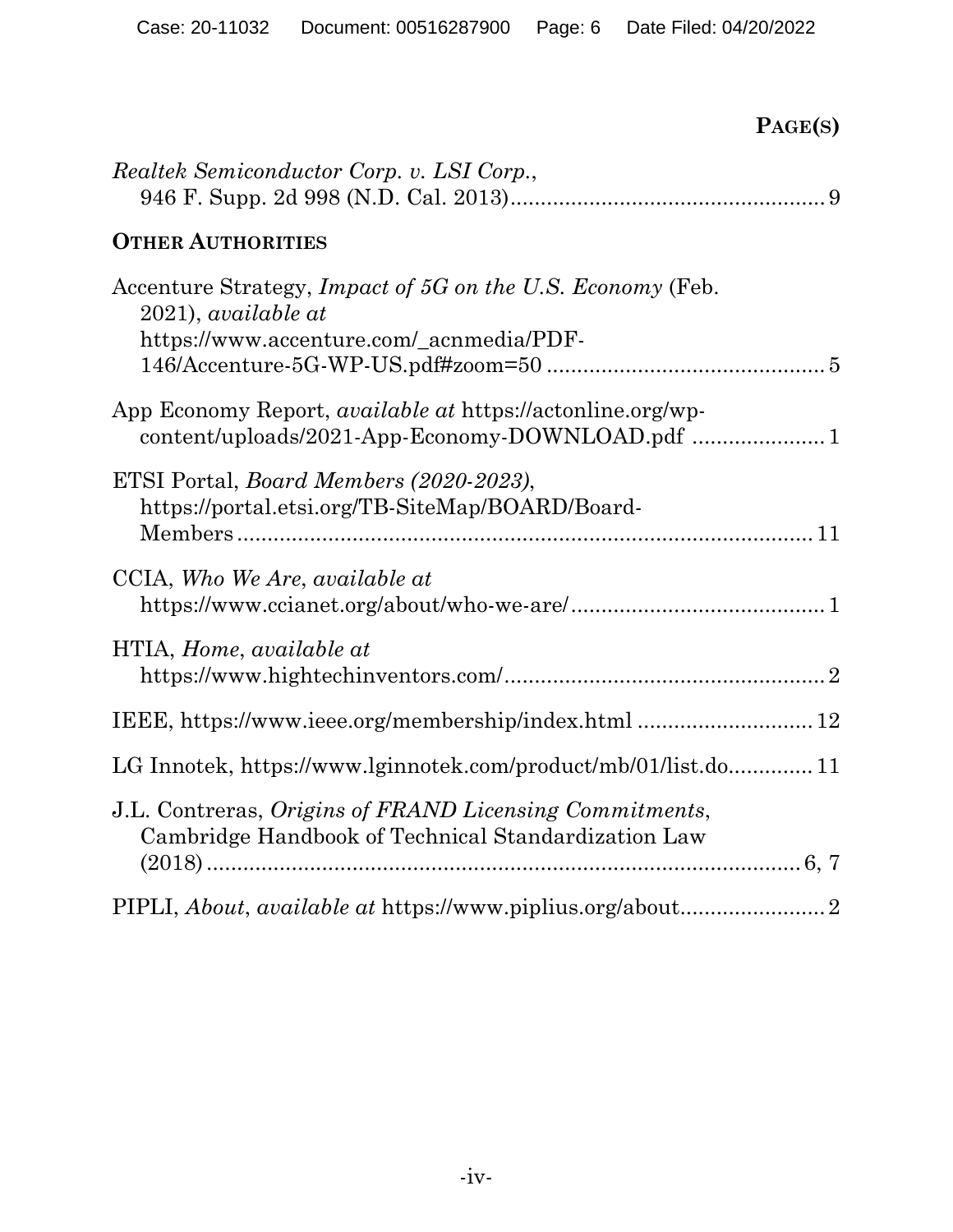**PAGE(S)**

*Realtek Semiconductor Corp. v. LSI Corp.*, 946 F. Supp. 2d 998 (N.D. Cal. 2013) .................................................... 9

**OTHER AUTHORITIES**

Accenture Strategy, *Impact of 5G on the U.S. Economy* (Feb. 2021), *available at* https://www.accenture.com/_acnmedia/PDF-146/Accenture-5G-WP-US.pdf#zoom=50 .............................................. 5

App Economy Report, *available at* https://actonline.org/wp-content/uploads/2021-App-Economy-DOWNLOAD.pdf ...................... 1

ETSI Portal, *Board Members (2020-2023)*, https://portal.etsi.org/TB-SiteMap/BOARD/Board-Members .............................................................................................. 11

CCIA, *Who We Are*, *available at* https://www.ccianet.org/about/who-we-are/ .......................................... 1

HTIA, *Home*, *available at* https://www.hightechinventors.com/ ..................................................... 2

IEEE, https://www.ieee.org/membership/index.html ............................ 12

LG Innotek, https://www.lginnotek.com/product/mb/01/list.do............. 11

J.L. Contreras, *Origins of FRAND Licensing Commitments*, Cambridge Handbook of Technical Standardization Law (2018) ................................................................................... 6, 7

PIPLI, *About*, *available at* https://www.piplius.org/about........................ 2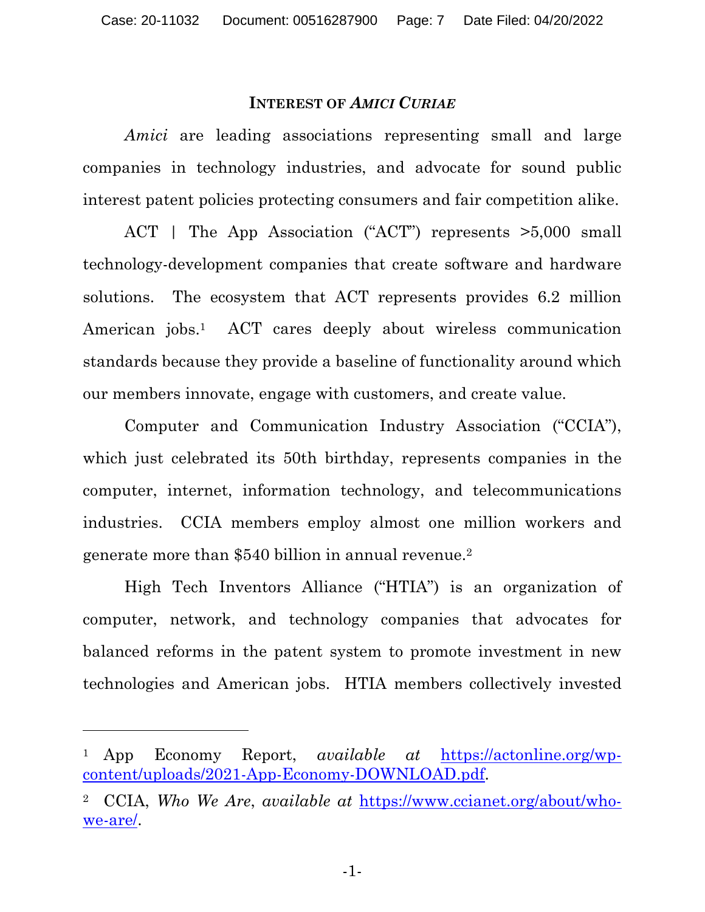## INTEREST OF *AMICI CURIAE*

*Amici* are leading associations representing small and large companies in technology industries, and advocate for sound public interest patent policies protecting consumers and fair competition alike.

ACT | The App Association ("ACT") represents >5,000 small technology-development companies that create software and hardware solutions. The ecosystem that ACT represents provides 6.2 million American jobs.[1] ACT cares deeply about wireless communication standards because they provide a baseline of functionality around which our members innovate, engage with customers, and create value.

Computer and Communication Industry Association ("CCIA"), which just celebrated its 50th birthday, represents companies in the computer, internet, information technology, and telecommunications industries. CCIA members employ almost one million workers and generate more than $540 billion in annual revenue.[2]

High Tech Inventors Alliance ("HTIA") is an organization of computer, network, and technology companies that advocates for balanced reforms in the patent system to promote investment in new technologies and American jobs. HTIA members collectively invested

---

[1] App Economy Report, *available at* https://actonline.org/wp-content/uploads/2021-App-Economy-DOWNLOAD.pdf.

[2] CCIA, *Who We Are*, *available at* https://www.ccianet.org/about/who-we-are/.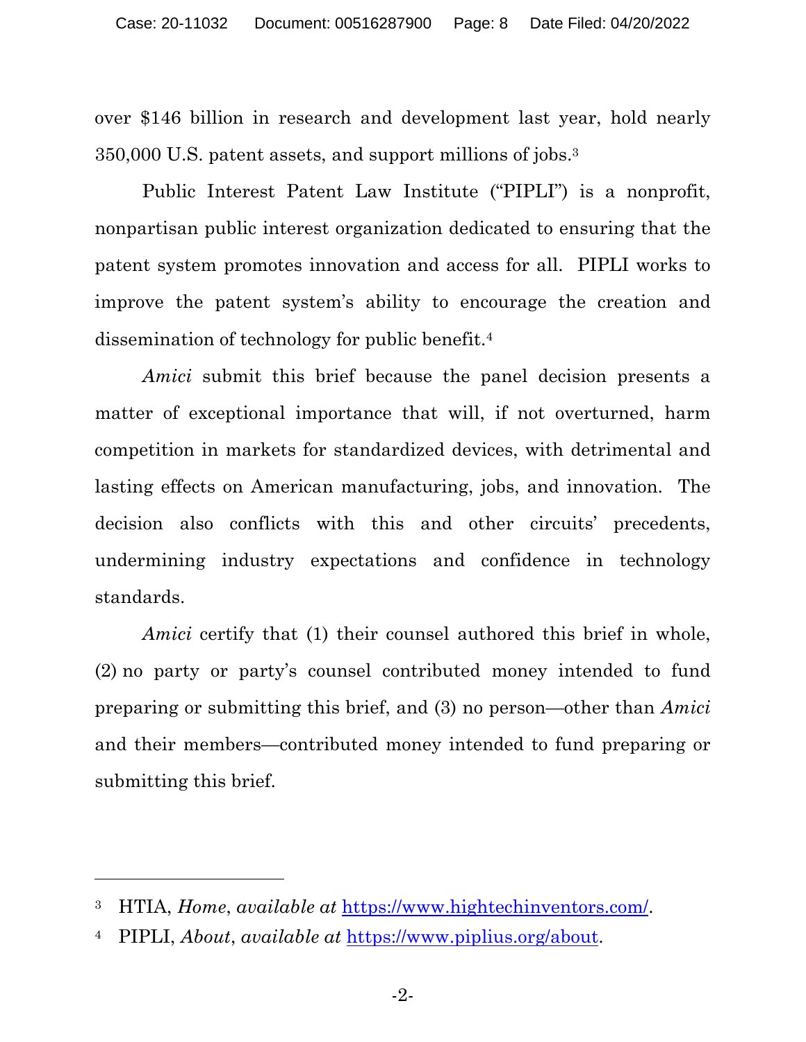over $146 billion in research and development last year, hold nearly 350,000 U.S. patent assets, and support millions of jobs.[3]

Public Interest Patent Law Institute ("PIPLI") is a nonprofit, nonpartisan public interest organization dedicated to ensuring that the patent system promotes innovation and access for all. PIPLI works to improve the patent system's ability to encourage the creation and dissemination of technology for public benefit.[4]

*Amici* submit this brief because the panel decision presents a matter of exceptional importance that will, if not overturned, harm competition in markets for standardized devices, with detrimental and lasting effects on American manufacturing, jobs, and innovation. The decision also conflicts with this and other circuits' precedents, undermining industry expectations and confidence in technology standards.

*Amici* certify that (1) their counsel authored this brief in whole, (2) no party or party's counsel contributed money intended to fund preparing or submitting this brief, and (3) no person—other than *Amici* and their members—contributed money intended to fund preparing or submitting this brief.

---

[3] HTIA, *Home*, *available at* https://www.hightechinventors.com/.

[4] PIPLI, *About*, *available at* https://www.piplius.org/about.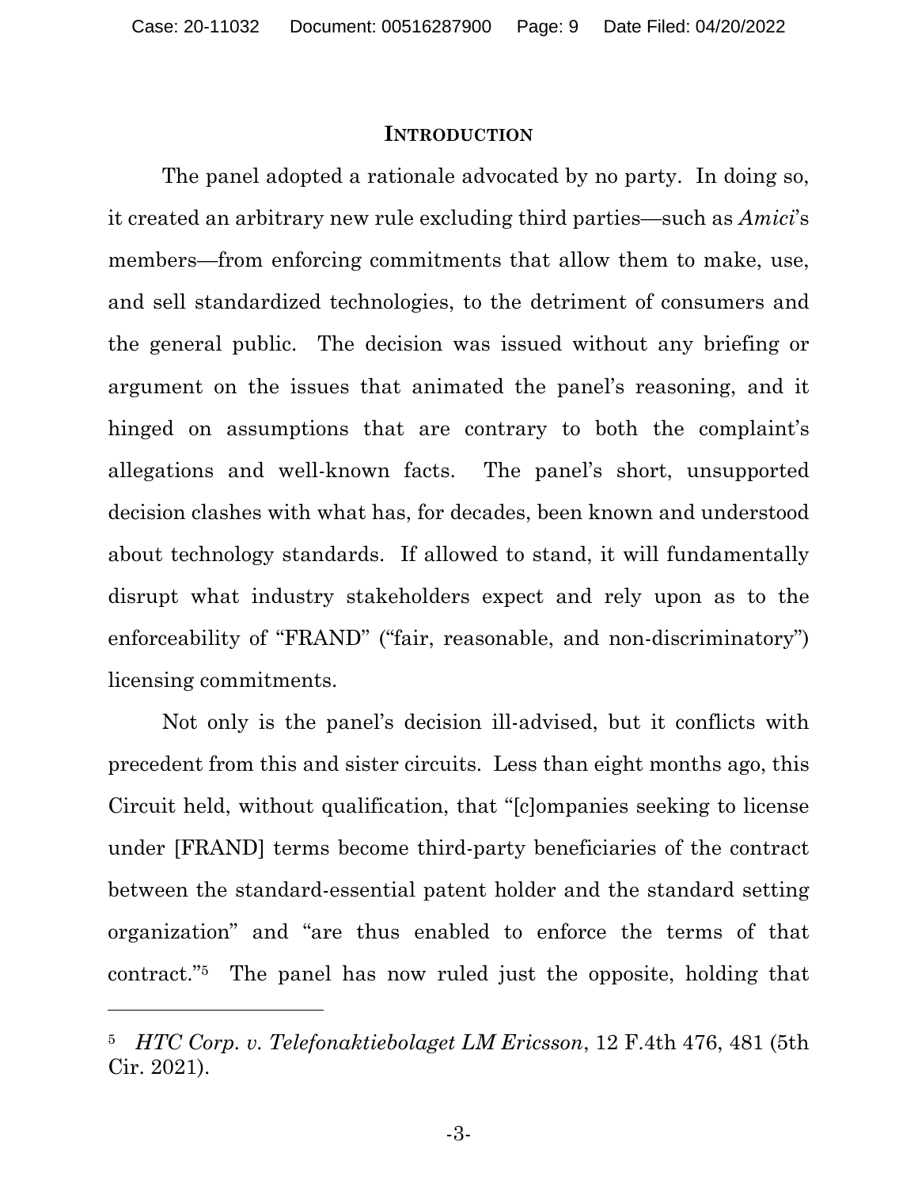## INTRODUCTION

The panel adopted a rationale advocated by no party. In doing so, it created an arbitrary new rule excluding third parties—such as *Amici*'s members—from enforcing commitments that allow them to make, use, and sell standardized technologies, to the detriment of consumers and the general public. The decision was issued without any briefing or argument on the issues that animated the panel's reasoning, and it hinged on assumptions that are contrary to both the complaint's allegations and well-known facts. The panel's short, unsupported decision clashes with what has, for decades, been known and understood about technology standards. If allowed to stand, it will fundamentally disrupt what industry stakeholders expect and rely upon as to the enforceability of "FRAND" ("fair, reasonable, and non-discriminatory") licensing commitments.

Not only is the panel's decision ill-advised, but it conflicts with precedent from this and sister circuits. Less than eight months ago, this Circuit held, without qualification, that "[c]ompanies seeking to license under [FRAND] terms become third-party beneficiaries of the contract between the standard-essential patent holder and the standard setting organization" and "are thus enabled to enforce the terms of that contract."[5] The panel has now ruled just the opposite, holding that

---

[5] *HTC Corp. v. Telefonaktiebolaget LM Ericsson*, 12 F.4th 476, 481 (5th Cir. 2021).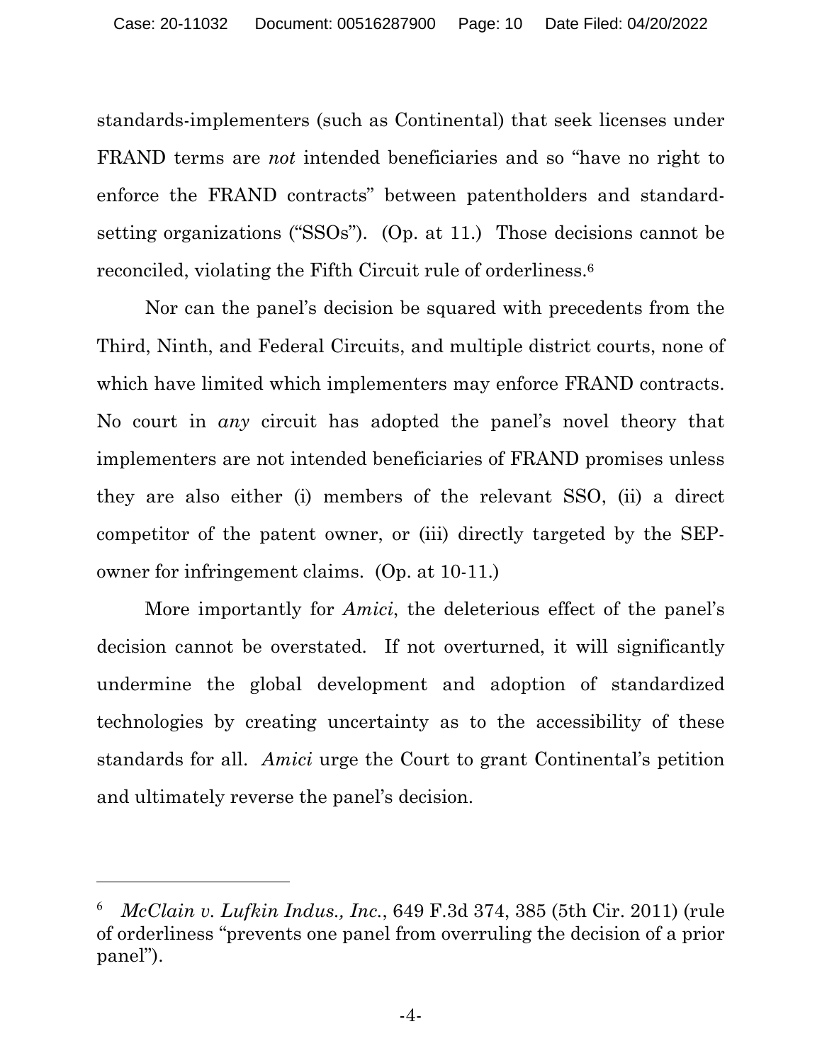standards-implementers (such as Continental) that seek licenses under FRAND terms are *not* intended beneficiaries and so "have no right to enforce the FRAND contracts" between patentholders and standard-setting organizations ("SSOs"). (Op. at 11.) Those decisions cannot be reconciled, violating the Fifth Circuit rule of orderliness.[6]

Nor can the panel's decision be squared with precedents from the Third, Ninth, and Federal Circuits, and multiple district courts, none of which have limited which implementers may enforce FRAND contracts. No court in *any* circuit has adopted the panel's novel theory that implementers are not intended beneficiaries of FRAND promises unless they are also either (i) members of the relevant SSO, (ii) a direct competitor of the patent owner, or (iii) directly targeted by the SEP-owner for infringement claims. (Op. at 10-11.)

More importantly for *Amici*, the deleterious effect of the panel's decision cannot be overstated. If not overturned, it will significantly undermine the global development and adoption of standardized technologies by creating uncertainty as to the accessibility of these standards for all. *Amici* urge the Court to grant Continental's petition and ultimately reverse the panel's decision.

---

[6] *McClain v. Lufkin Indus., Inc.*, 649 F.3d 374, 385 (5th Cir. 2011) (rule of orderliness "prevents one panel from overruling the decision of a prior panel").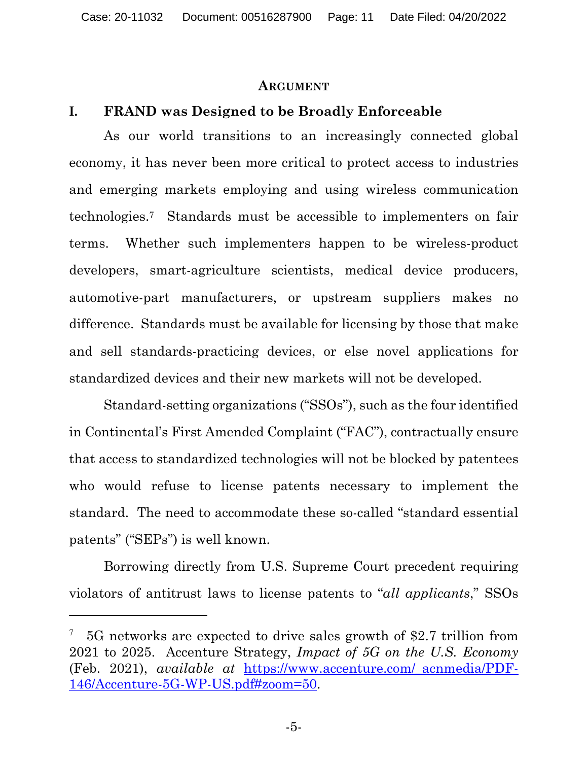## Argument

### I. FRAND was Designed to be Broadly Enforceable

As our world transitions to an increasingly connected global economy, it has never been more critical to protect access to industries and emerging markets employing and using wireless communication technologies.[7] Standards must be accessible to implementers on fair terms. Whether such implementers happen to be wireless-product developers, smart-agriculture scientists, medical device producers, automotive-part manufacturers, or upstream suppliers makes no difference. Standards must be available for licensing by those that make and sell standards-practicing devices, or else novel applications for standardized devices and their new markets will not be developed.

Standard-setting organizations ("SSOs"), such as the four identified in Continental's First Amended Complaint ("FAC"), contractually ensure that access to standardized technologies will not be blocked by patentees who would refuse to license patents necessary to implement the standard. The need to accommodate these so-called "standard essential patents" ("SEPs") is well known.

Borrowing directly from U.S. Supreme Court precedent requiring violators of antitrust laws to license patents to "*all applicants*," SSOs

---

[7] 5G networks are expected to drive sales growth of $2.7 trillion from 2021 to 2025. Accenture Strategy, *Impact of 5G on the U.S. Economy* (Feb. 2021), *available at* https://www.accenture.com/_acnmedia/PDF-146/Accenture-5G-WP-US.pdf#zoom=50.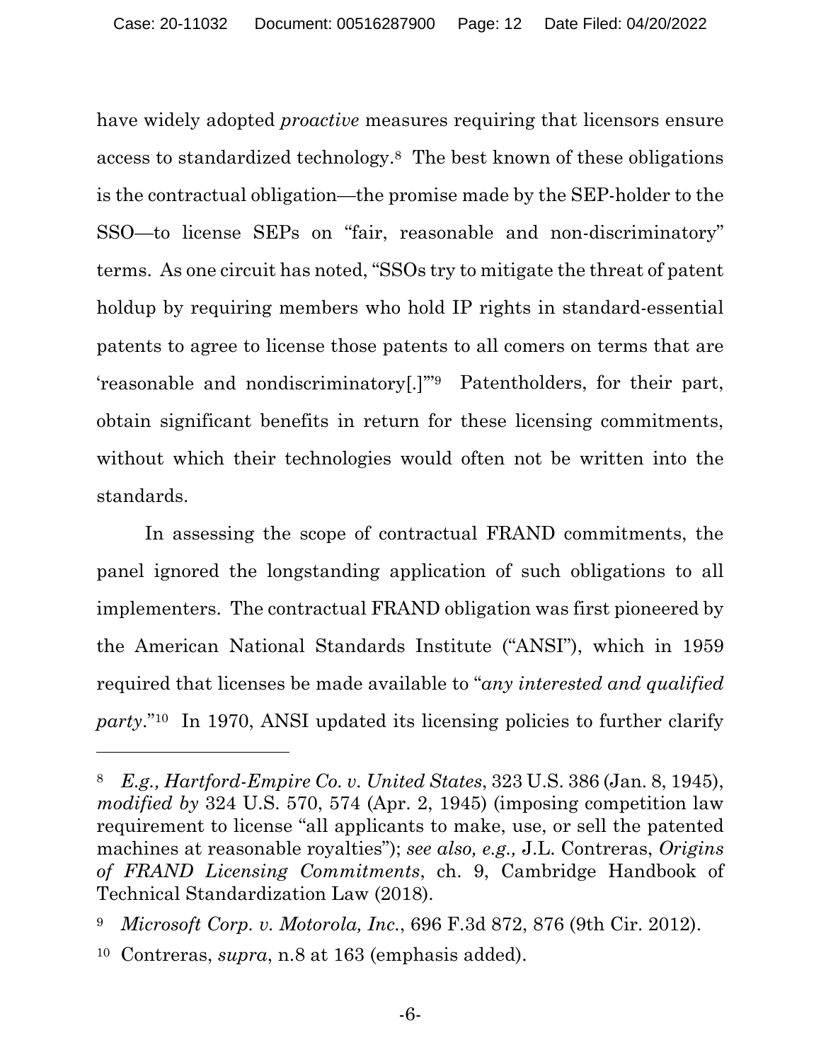have widely adopted *proactive* measures requiring that licensors ensure access to standardized technology.[8] The best known of these obligations is the contractual obligation—the promise made by the SEP-holder to the SSO—to license SEPs on "fair, reasonable and non-discriminatory" terms. As one circuit has noted, "SSOs try to mitigate the threat of patent holdup by requiring members who hold IP rights in standard-essential patents to agree to license those patents to all comers on terms that are 'reasonable and nondiscriminatory[.]'"[9] Patentholders, for their part, obtain significant benefits in return for these licensing commitments, without which their technologies would often not be written into the standards.

In assessing the scope of contractual FRAND commitments, the panel ignored the longstanding application of such obligations to all implementers. The contractual FRAND obligation was first pioneered by the American National Standards Institute ("ANSI"), which in 1959 required that licenses be made available to "*any interested and qualified party*."[10] In 1970, ANSI updated its licensing policies to further clarify

---

[8] *E.g., Hartford-Empire Co. v. United States*, 323 U.S. 386 (Jan. 8, 1945), *modified by* 324 U.S. 570, 574 (Apr. 2, 1945) (imposing competition law requirement to license "all applicants to make, use, or sell the patented machines at reasonable royalties"); *see also, e.g.,* J.L. Contreras, *Origins of FRAND Licensing Commitments*, ch. 9, Cambridge Handbook of Technical Standardization Law (2018).

[9] *Microsoft Corp. v. Motorola, Inc.*, 696 F.3d 872, 876 (9th Cir. 2012).

[10] Contreras, *supra*, n.8 at 163 (emphasis added).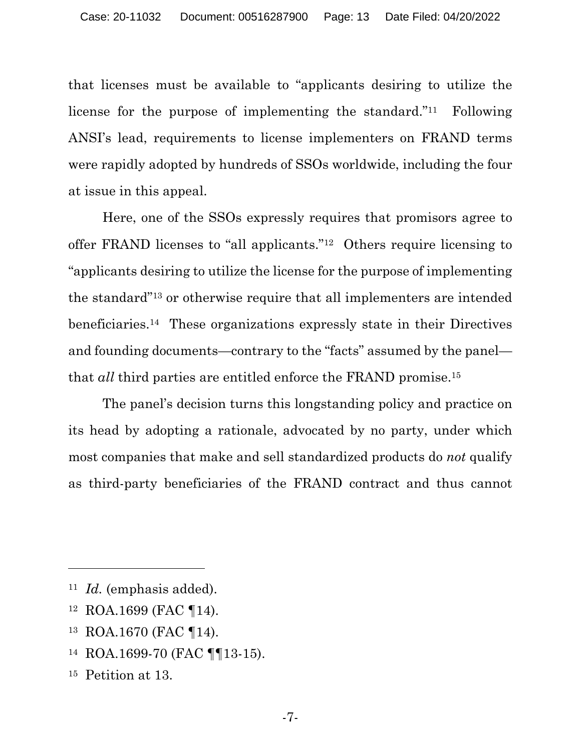that licenses must be available to "applicants desiring to utilize the license for the purpose of implementing the standard."[11] Following ANSI's lead, requirements to license implementers on FRAND terms were rapidly adopted by hundreds of SSOs worldwide, including the four at issue in this appeal.

Here, one of the SSOs expressly requires that promisors agree to offer FRAND licenses to "all applicants."[12] Others require licensing to "applicants desiring to utilize the license for the purpose of implementing the standard"[13] or otherwise require that all implementers are intended beneficiaries.[14] These organizations expressly state in their Directives and founding documents—contrary to the "facts" assumed by the panel—that *all* third parties are entitled enforce the FRAND promise.[15]

The panel's decision turns this longstanding policy and practice on its head by adopting a rationale, advocated by no party, under which most companies that make and sell standardized products do *not* qualify as third-party beneficiaries of the FRAND contract and thus cannot

---

[11] *Id.* (emphasis added).

[12] ROA.1699 (FAC ¶14).

[13] ROA.1670 (FAC ¶14).

[14] ROA.1699-70 (FAC ¶¶13-15).

[15] Petition at 13.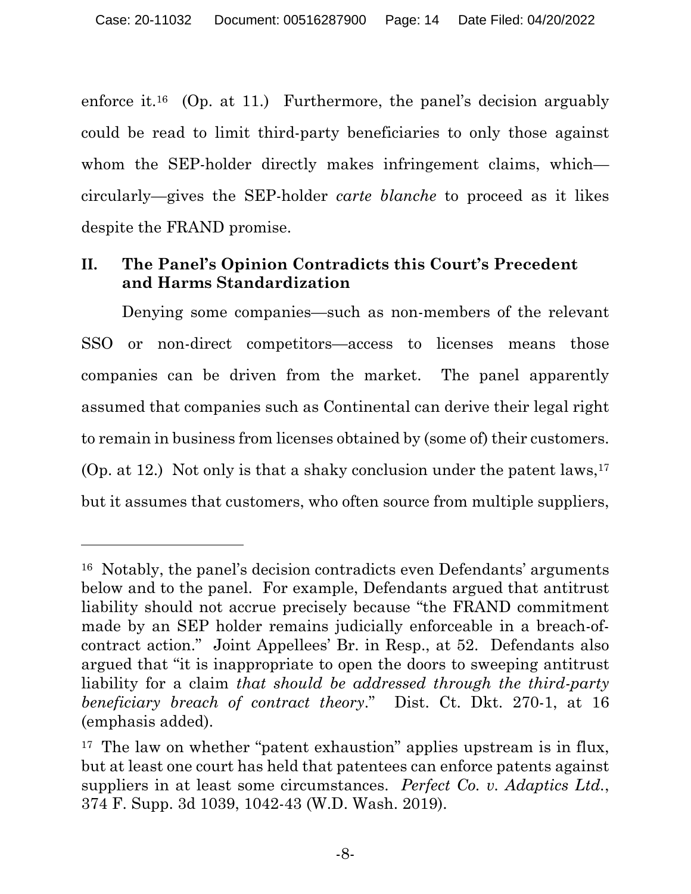enforce it.[16] (Op. at 11.) Furthermore, the panel's decision arguably could be read to limit third-party beneficiaries to only those against whom the SEP-holder directly makes infringement claims, which—circularly—gives the SEP-holder *carte blanche* to proceed as it likes despite the FRAND promise.

## II. The Panel's Opinion Contradicts this Court's Precedent and Harms Standardization

Denying some companies—such as non-members of the relevant SSO or non-direct competitors—access to licenses means those companies can be driven from the market. The panel apparently assumed that companies such as Continental can derive their legal right to remain in business from licenses obtained by (some of) their customers. (Op. at 12.) Not only is that a shaky conclusion under the patent laws,[17] but it assumes that customers, who often source from multiple suppliers,

---

[16] Notably, the panel's decision contradicts even Defendants' arguments below and to the panel. For example, Defendants argued that antitrust liability should not accrue precisely because "the FRAND commitment made by an SEP holder remains judicially enforceable in a breach-of-contract action." Joint Appellees' Br. in Resp., at 52. Defendants also argued that "it is inappropriate to open the doors to sweeping antitrust liability for a claim *that should be addressed through the third-party beneficiary breach of contract theory*." Dist. Ct. Dkt. 270-1, at 16 (emphasis added).

[17] The law on whether "patent exhaustion" applies upstream is in flux, but at least one court has held that patentees can enforce patents against suppliers in at least some circumstances. *Perfect Co. v. Adaptics Ltd.*, 374 F. Supp. 3d 1039, 1042-43 (W.D. Wash. 2019).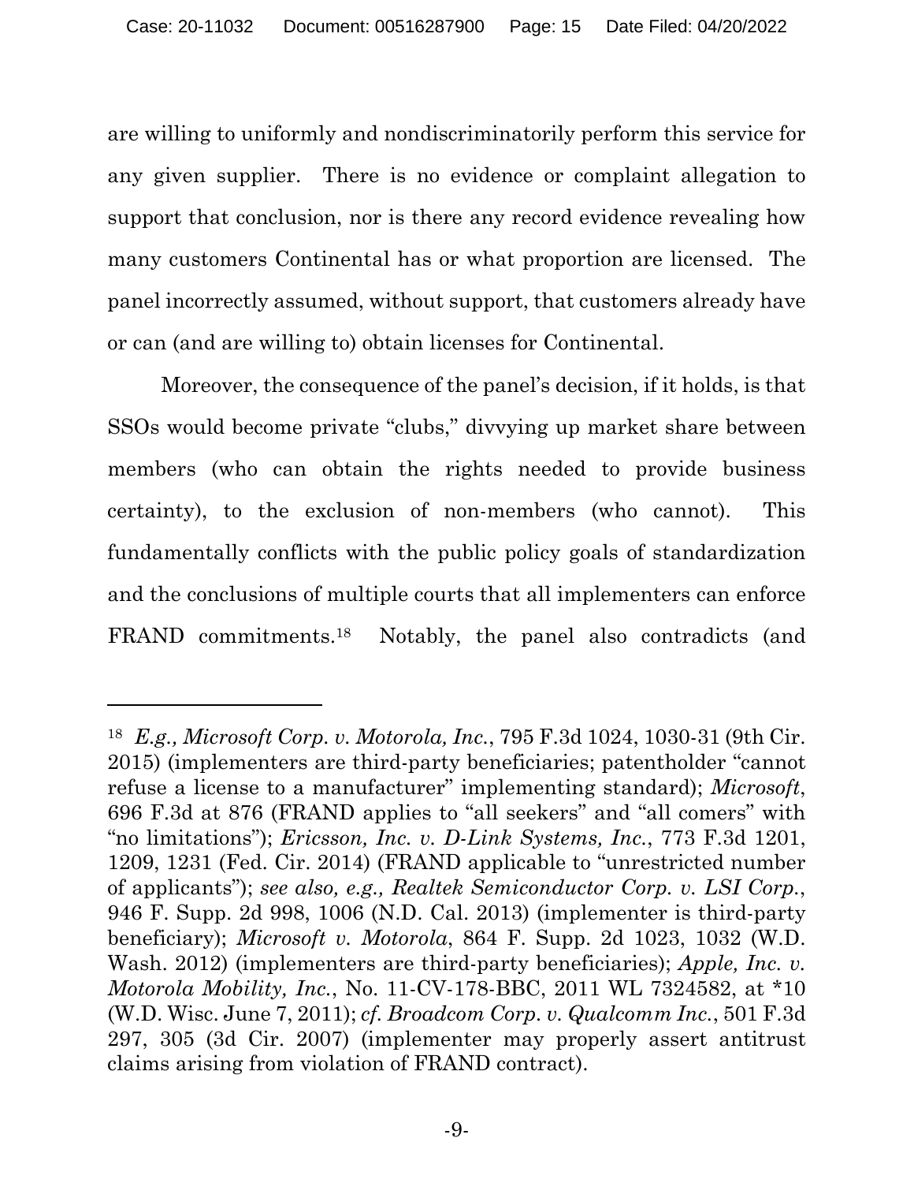are willing to uniformly and nondiscriminatorily perform this service for any given supplier. There is no evidence or complaint allegation to support that conclusion, nor is there any record evidence revealing how many customers Continental has or what proportion are licensed. The panel incorrectly assumed, without support, that customers already have or can (and are willing to) obtain licenses for Continental.

Moreover, the consequence of the panel's decision, if it holds, is that SSOs would become private "clubs," divvying up market share between members (who can obtain the rights needed to provide business certainty), to the exclusion of non-members (who cannot). This fundamentally conflicts with the public policy goals of standardization and the conclusions of multiple courts that all implementers can enforce FRAND commitments.[18] Notably, the panel also contradicts (and

---

[18] *E.g., Microsoft Corp. v. Motorola, Inc.*, 795 F.3d 1024, 1030-31 (9th Cir. 2015) (implementers are third-party beneficiaries; patentholder "cannot refuse a license to a manufacturer" implementing standard); *Microsoft*, 696 F.3d at 876 (FRAND applies to "all seekers" and "all comers" with "no limitations"); *Ericsson, Inc. v. D-Link Systems, Inc.*, 773 F.3d 1201, 1209, 1231 (Fed. Cir. 2014) (FRAND applicable to "unrestricted number of applicants"); *see also, e.g., Realtek Semiconductor Corp. v. LSI Corp.*, 946 F. Supp. 2d 998, 1006 (N.D. Cal. 2013) (implementer is third-party beneficiary); *Microsoft v. Motorola*, 864 F. Supp. 2d 1023, 1032 (W.D. Wash. 2012) (implementers are third-party beneficiaries); *Apple, Inc. v. Motorola Mobility, Inc.*, No. 11-CV-178-BBC, 2011 WL 7324582, at *10 (W.D. Wisc. June 7, 2011); *cf. Broadcom Corp. v. Qualcomm Inc.*, 501 F.3d 297, 305 (3d Cir. 2007) (implementer may properly assert antitrust claims arising from violation of FRAND contract).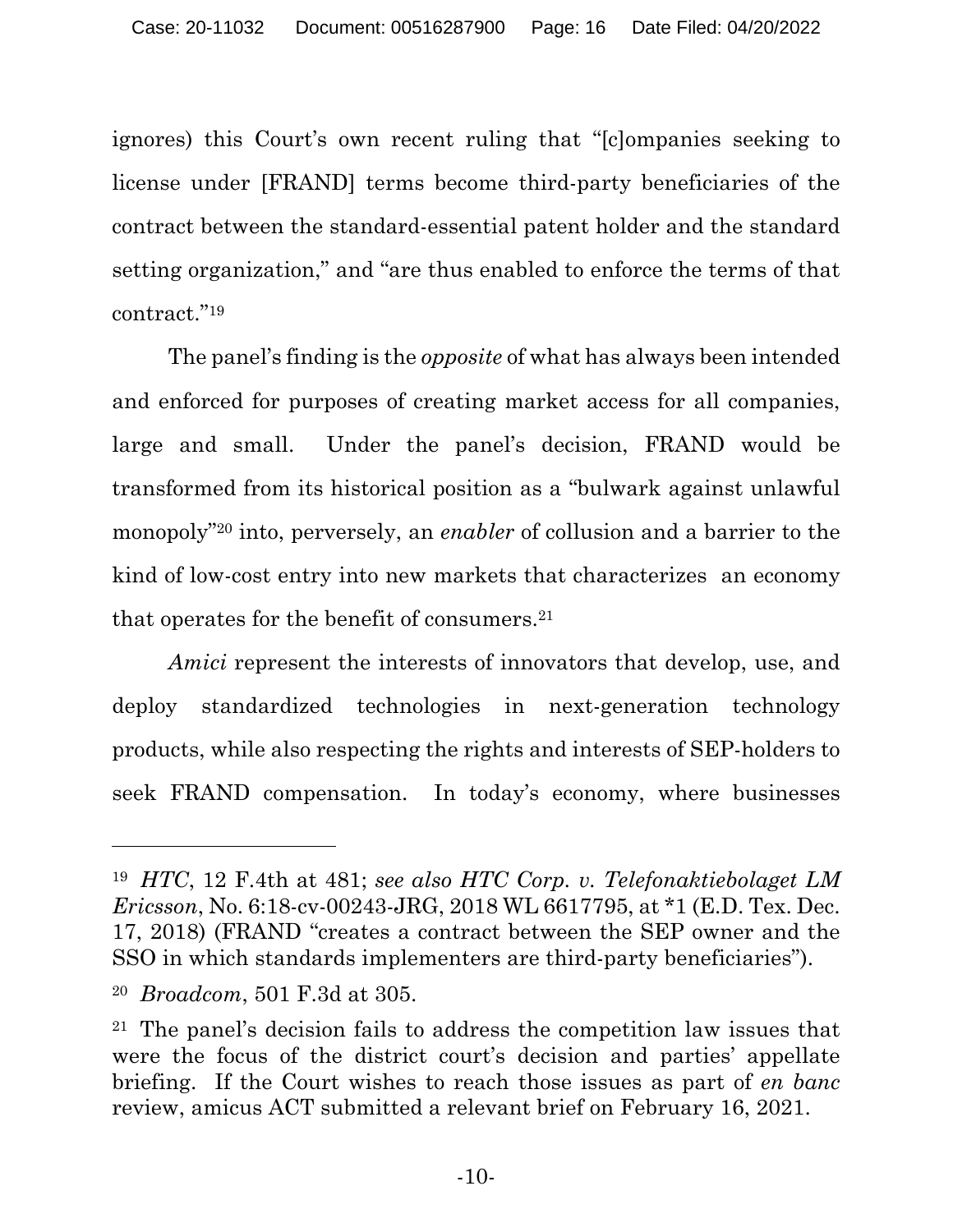ignores) this Court's own recent ruling that "[c]ompanies seeking to license under [FRAND] terms become third-party beneficiaries of the contract between the standard-essential patent holder and the standard setting organization," and "are thus enabled to enforce the terms of that contract."[19]

The panel's finding is the *opposite* of what has always been intended and enforced for purposes of creating market access for all companies, large and small. Under the panel's decision, FRAND would be transformed from its historical position as a "bulwark against unlawful monopoly"[20] into, perversely, an *enabler* of collusion and a barrier to the kind of low-cost entry into new markets that characterizes an economy that operates for the benefit of consumers.[21]

*Amici* represent the interests of innovators that develop, use, and deploy standardized technologies in next-generation technology products, while also respecting the rights and interests of SEP-holders to seek FRAND compensation. In today's economy, where businesses

---

[19] *HTC*, 12 F.4th at 481; *see also HTC Corp. v. Telefonaktiebolaget LM Ericsson*, No. 6:18-cv-00243-JRG, 2018 WL 6617795, at *1 (E.D. Tex. Dec. 17, 2018) (FRAND "creates a contract between the SEP owner and the SSO in which standards implementers are third-party beneficiaries").

[20] *Broadcom*, 501 F.3d at 305.

[21] The panel's decision fails to address the competition law issues that were the focus of the district court's decision and parties' appellate briefing. If the Court wishes to reach those issues as part of *en banc* review, amicus ACT submitted a relevant brief on February 16, 2021.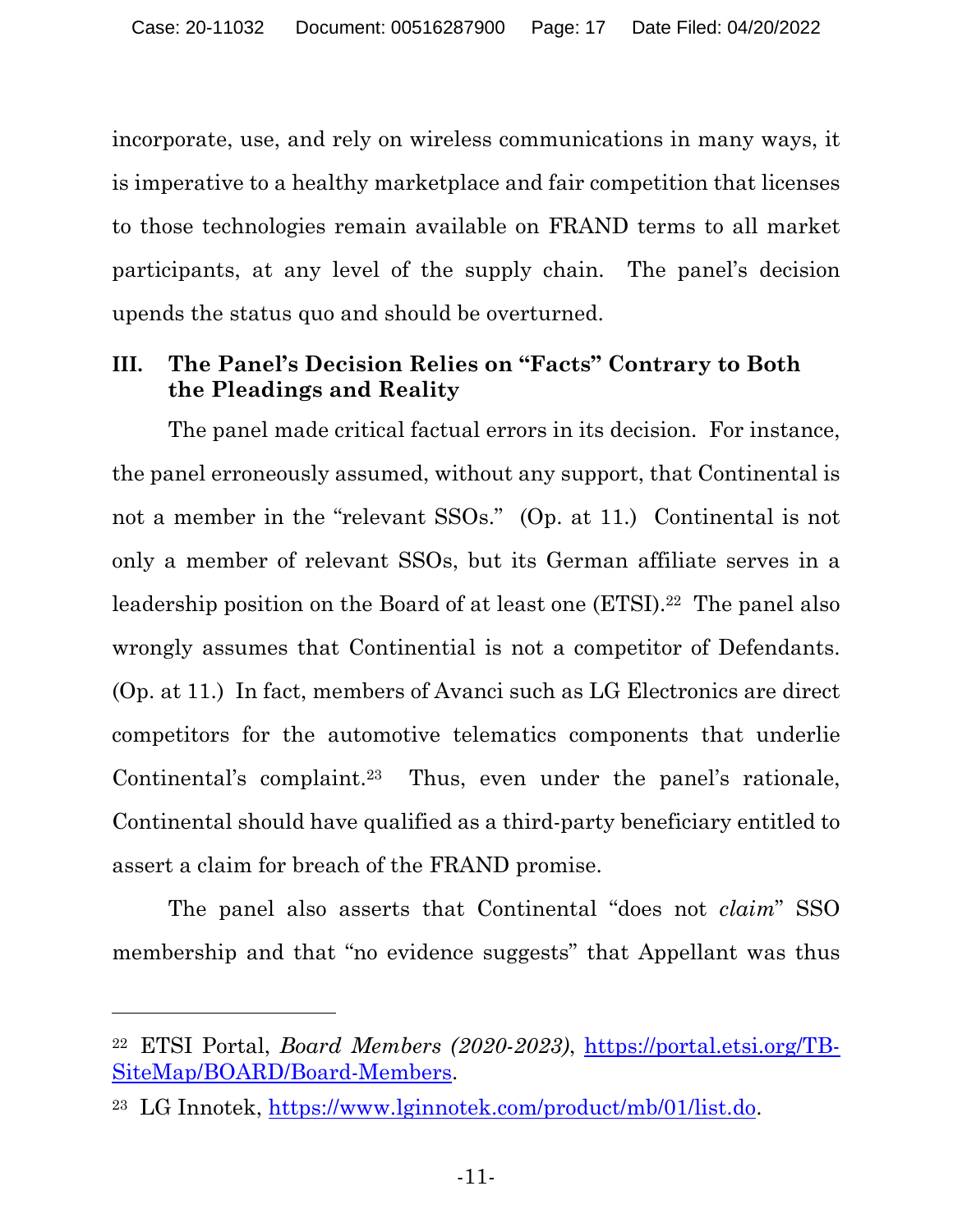incorporate, use, and rely on wireless communications in many ways, it is imperative to a healthy marketplace and fair competition that licenses to those technologies remain available on FRAND terms to all market participants, at any level of the supply chain. The panel's decision upends the status quo and should be overturned.

## III. The Panel's Decision Relies on "Facts" Contrary to Both the Pleadings and Reality

The panel made critical factual errors in its decision. For instance, the panel erroneously assumed, without any support, that Continental is not a member in the "relevant SSOs." (Op. at 11.) Continental is not only a member of relevant SSOs, but its German affiliate serves in a leadership position on the Board of at least one (ETSI).[22] The panel also wrongly assumes that Continential is not a competitor of Defendants. (Op. at 11.) In fact, members of Avanci such as LG Electronics are direct competitors for the automotive telematics components that underlie Continental's complaint.[23] Thus, even under the panel's rationale, Continental should have qualified as a third-party beneficiary entitled to assert a claim for breach of the FRAND promise.

The panel also asserts that Continental "does not *claim*" SSO membership and that "no evidence suggests" that Appellant was thus

---

[22] ETSI Portal, *Board Members (2020-2023)*, https://portal.etsi.org/TB-SiteMap/BOARD/Board-Members.

[23] LG Innotek, https://www.lginnotek.com/product/mb/01/list.do.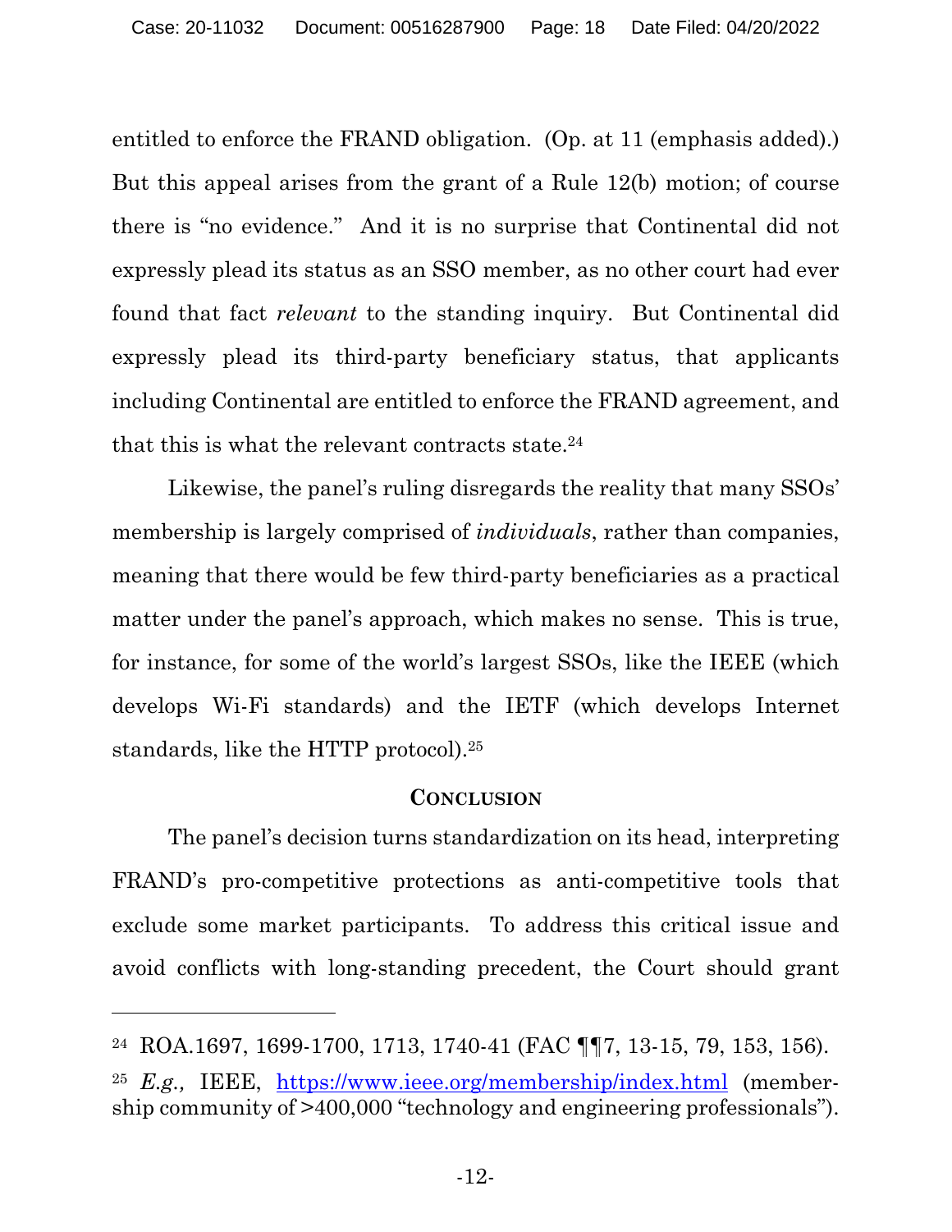entitled to enforce the FRAND obligation. (Op. at 11 (emphasis added).) But this appeal arises from the grant of a Rule 12(b) motion; of course there is "no evidence." And it is no surprise that Continental did not expressly plead its status as an SSO member, as no other court had ever found that fact *relevant* to the standing inquiry. But Continental did expressly plead its third-party beneficiary status, that applicants including Continental are entitled to enforce the FRAND agreement, and that this is what the relevant contracts state.[24]

Likewise, the panel's ruling disregards the reality that many SSOs' membership is largely comprised of *individuals*, rather than companies, meaning that there would be few third-party beneficiaries as a practical matter under the panel's approach, which makes no sense. This is true, for instance, for some of the world's largest SSOs, like the IEEE (which develops Wi-Fi standards) and the IETF (which develops Internet standards, like the HTTP protocol).[25]

## CONCLUSION

The panel's decision turns standardization on its head, interpreting FRAND's pro-competitive protections as anti-competitive tools that exclude some market participants. To address this critical issue and avoid conflicts with long-standing precedent, the Court should grant

---

[24] ROA.1697, 1699-1700, 1713, 1740-41 (FAC ¶¶7, 13-15, 79, 153, 156).

[25] *E.g.,* IEEE, https://www.ieee.org/membership/index.html (membership community of >400,000 "technology and engineering professionals").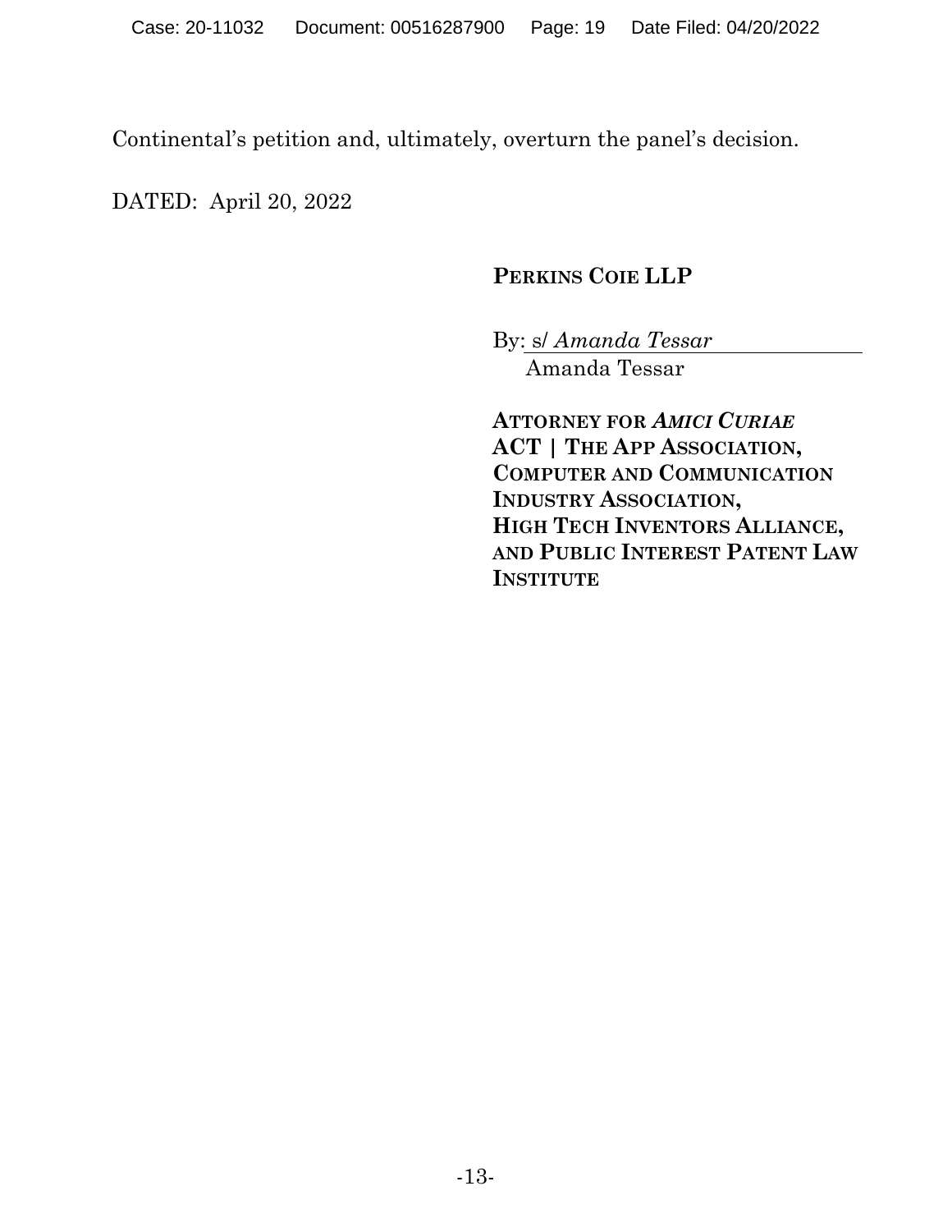Continental's petition and, ultimately, overturn the panel's decision.

DATED: April 20, 2022

**PERKINS COIE LLP**

By: s/ *Amanda Tessar*
Amanda Tessar

**ATTORNEY FOR *AMICI CURIAE***
**ACT | THE APP ASSOCIATION,**
**COMPUTER AND COMMUNICATION INDUSTRY ASSOCIATION,**
**HIGH TECH INVENTORS ALLIANCE,**
**AND PUBLIC INTEREST PATENT LAW INSTITUTE**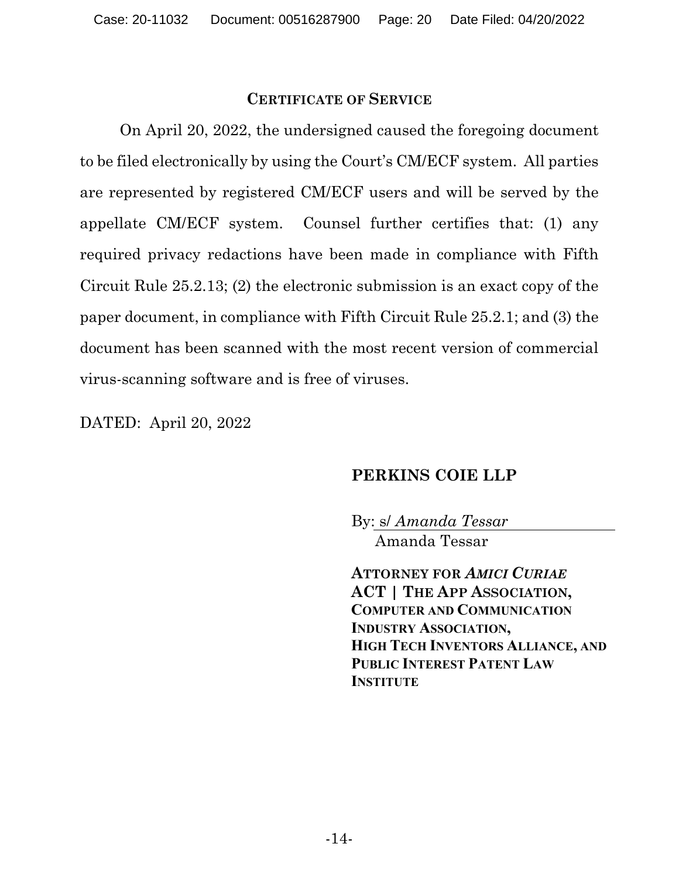## CERTIFICATE OF SERVICE

On April 20, 2022, the undersigned caused the foregoing document to be filed electronically by using the Court's CM/ECF system. All parties are represented by registered CM/ECF users and will be served by the appellate CM/ECF system. Counsel further certifies that: (1) any required privacy redactions have been made in compliance with Fifth Circuit Rule 25.2.13; (2) the electronic submission is an exact copy of the paper document, in compliance with Fifth Circuit Rule 25.2.1; and (3) the document has been scanned with the most recent version of commercial virus-scanning software and is free of viruses.

DATED: April 20, 2022

**PERKINS COIE LLP**

By: s/ *Amanda Tessar*
Amanda Tessar

**ATTORNEY FOR *AMICI CURIAE***
**ACT | THE APP ASSOCIATION,**
**COMPUTER AND COMMUNICATION INDUSTRY ASSOCIATION,**
**HIGH TECH INVENTORS ALLIANCE, AND**
**PUBLIC INTEREST PATENT LAW INSTITUTE**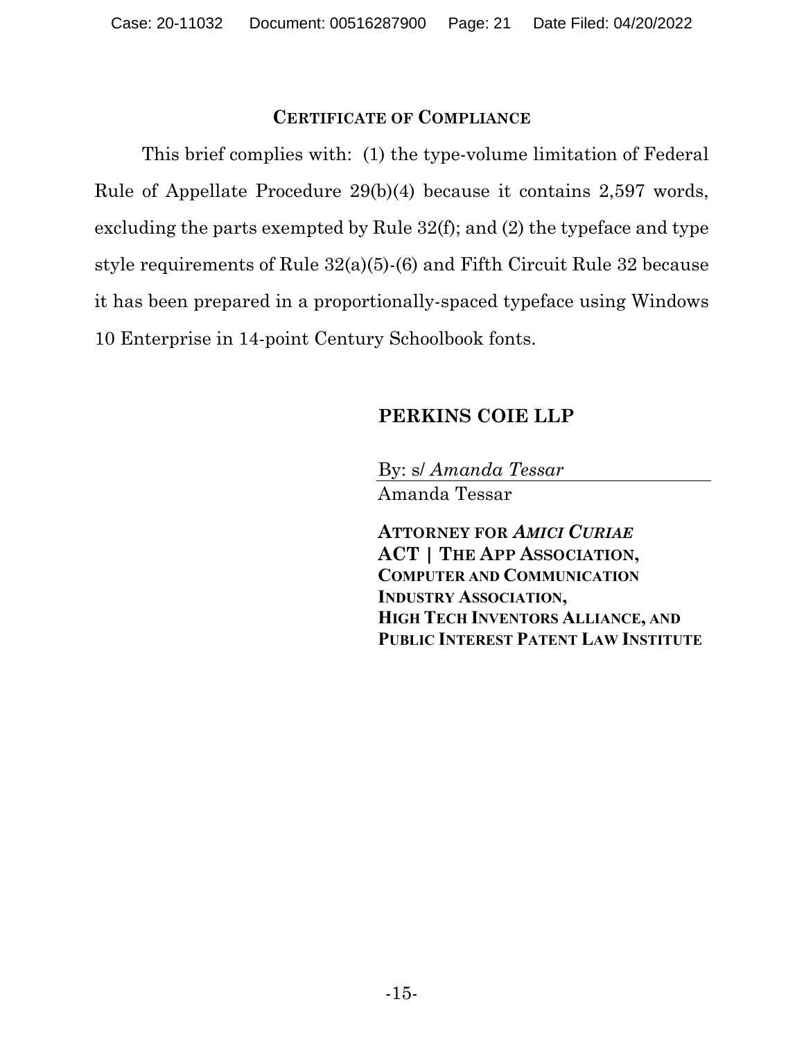## CERTIFICATE OF COMPLIANCE

This brief complies with: (1) the type-volume limitation of Federal Rule of Appellate Procedure 29(b)(4) because it contains 2,597 words, excluding the parts exempted by Rule 32(f); and (2) the typeface and type style requirements of Rule 32(a)(5)-(6) and Fifth Circuit Rule 32 because it has been prepared in a proportionally-spaced typeface using Windows 10 Enterprise in 14-point Century Schoolbook fonts.

**PERKINS COIE LLP**

By: s/ *Amanda Tessar*
Amanda Tessar

**ATTORNEY FOR *AMICI CURIAE***
**ACT | THE APP ASSOCIATION,**
**COMPUTER AND COMMUNICATION INDUSTRY ASSOCIATION,**
**HIGH TECH INVENTORS ALLIANCE, AND PUBLIC INTEREST PATENT LAW INSTITUTE**